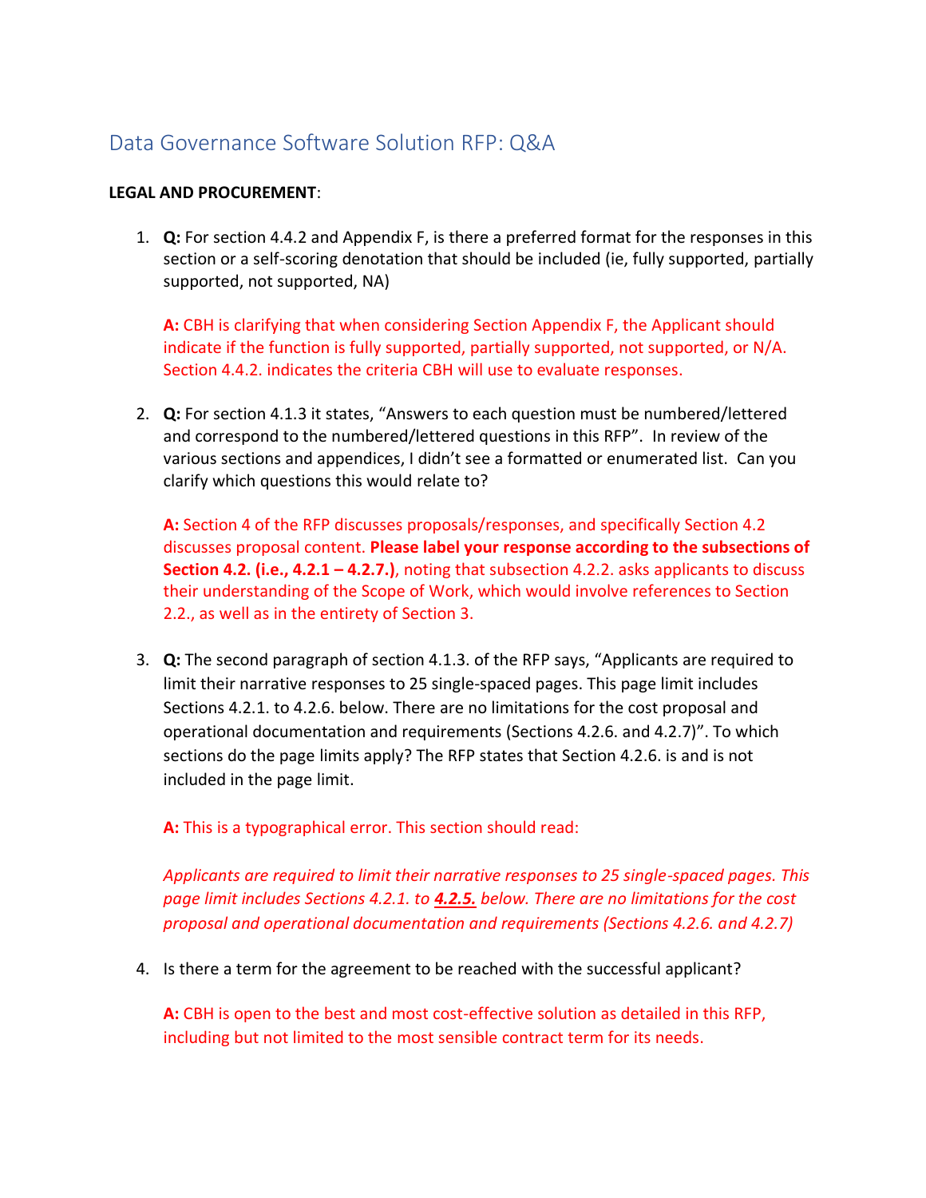# Data Governance Software Solution RFP: Q&A

**LEGAL AND PROCUREMENT**:

1. **Q:** For section 4.4.2 and Appendix F, is there a preferred format for the responses in this section or a self-scoring denotation that should be included (ie, fully supported, partially supported, not supported, NA)

   **A:** CBH is clarifying that when considering Section Appendix F, the Applicant should indicate if the function is fully supported, partially supported, not supported, or N/A. Section 4.4.2. indicates the criteria CBH will use to evaluate responses.

2. **Q:** For section 4.1.3 it states, "Answers to each question must be numbered/lettered and correspond to the numbered/lettered questions in this RFP". In review of the various sections and appendices, I didn't see a formatted or enumerated list. Can you clarify which questions this would relate to?

   **A:** Section 4 of the RFP discusses proposals/responses, and specifically Section 4.2 discusses proposal content. **Please label your response according to the subsections of Section 4.2. (i.e., 4.2.1 – 4.2.7.)**, noting that subsection 4.2.2. asks applicants to discuss their understanding of the Scope of Work, which would involve references to Section 2.2., as well as in the entirety of Section 3.

3. **Q:** The second paragraph of section 4.1.3. of the RFP says, "Applicants are required to limit their narrative responses to 25 single-spaced pages. This page limit includes Sections 4.2.1. to 4.2.6. below. There are no limitations for the cost proposal and operational documentation and requirements (Sections 4.2.6. and 4.2.7)". To which sections do the page limits apply? The RFP states that Section 4.2.6. is and is not included in the page limit.

   **A:** This is a typographical error. This section should read:

   *Applicants are required to limit their narrative responses to 25 single-spaced pages. This page limit includes Sections 4.2.1. to* ***4.2.5.*** *below. There are no limitations for the cost proposal and operational documentation and requirements (Sections 4.2.6. and 4.2.7)*

4. Is there a term for the agreement to be reached with the successful applicant?

   **A:** CBH is open to the best and most cost-effective solution as detailed in this RFP, including but not limited to the most sensible contract term for its needs.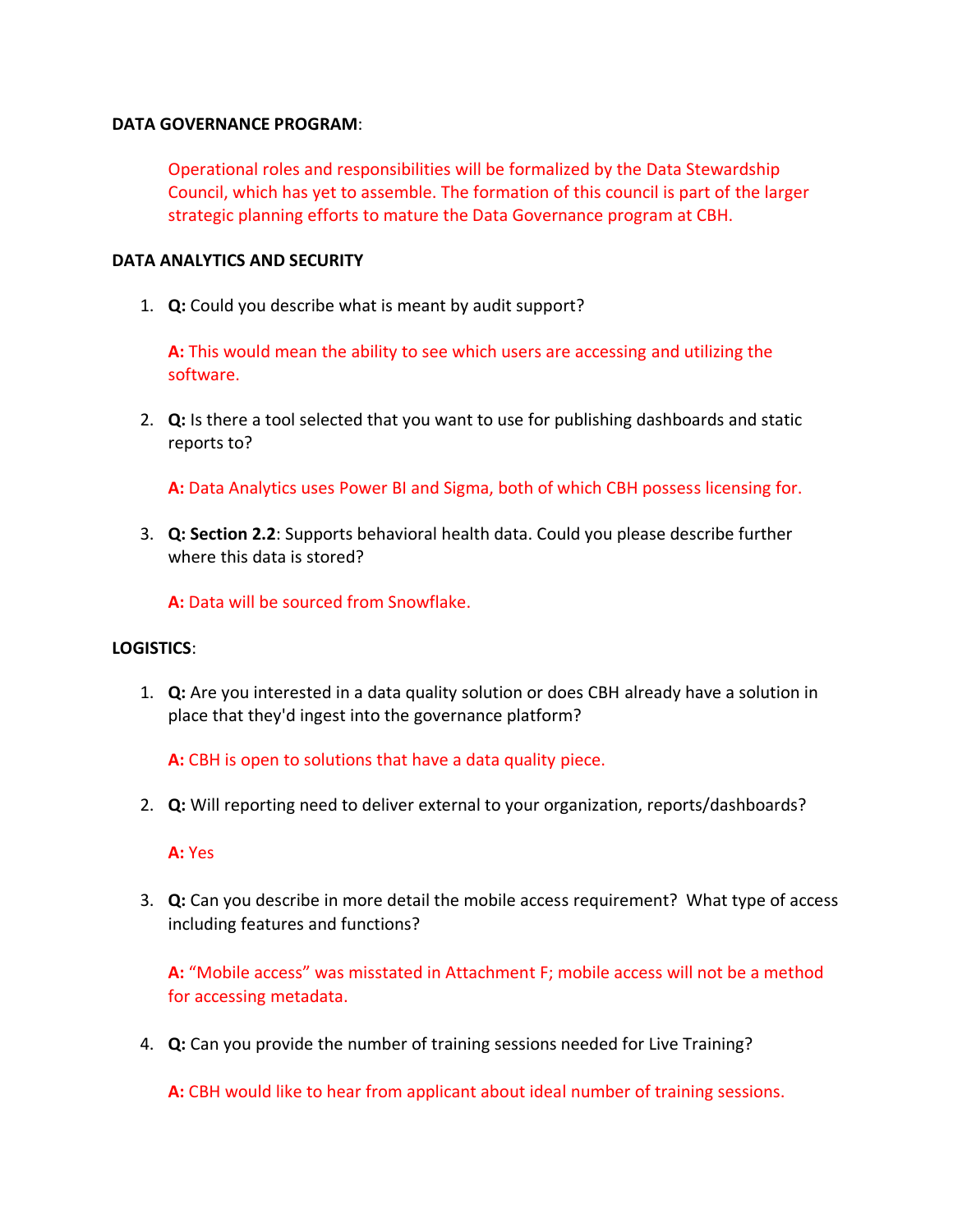**DATA GOVERNANCE PROGRAM**:

Operational roles and responsibilities will be formalized by the Data Stewardship Council, which has yet to assemble. The formation of this council is part of the larger strategic planning efforts to mature the Data Governance program at CBH.

**DATA ANALYTICS AND SECURITY**

1. **Q:** Could you describe what is meant by audit support?

   **A:** This would mean the ability to see which users are accessing and utilizing the software.

2. **Q:** Is there a tool selected that you want to use for publishing dashboards and static reports to?

   **A:** Data Analytics uses Power BI and Sigma, both of which CBH possess licensing for.

3. **Q: Section 2.2**: Supports behavioral health data. Could you please describe further where this data is stored?

   **A:** Data will be sourced from Snowflake.

**LOGISTICS**:

1. **Q:** Are you interested in a data quality solution or does CBH already have a solution in place that they'd ingest into the governance platform?

   **A:** CBH is open to solutions that have a data quality piece.

2. **Q:** Will reporting need to deliver external to your organization, reports/dashboards?

   **A:** Yes

3. **Q:** Can you describe in more detail the mobile access requirement? What type of access including features and functions?

   **A:** "Mobile access" was misstated in Attachment F; mobile access will not be a method for accessing metadata.

4. **Q:** Can you provide the number of training sessions needed for Live Training?

   **A:** CBH would like to hear from applicant about ideal number of training sessions.